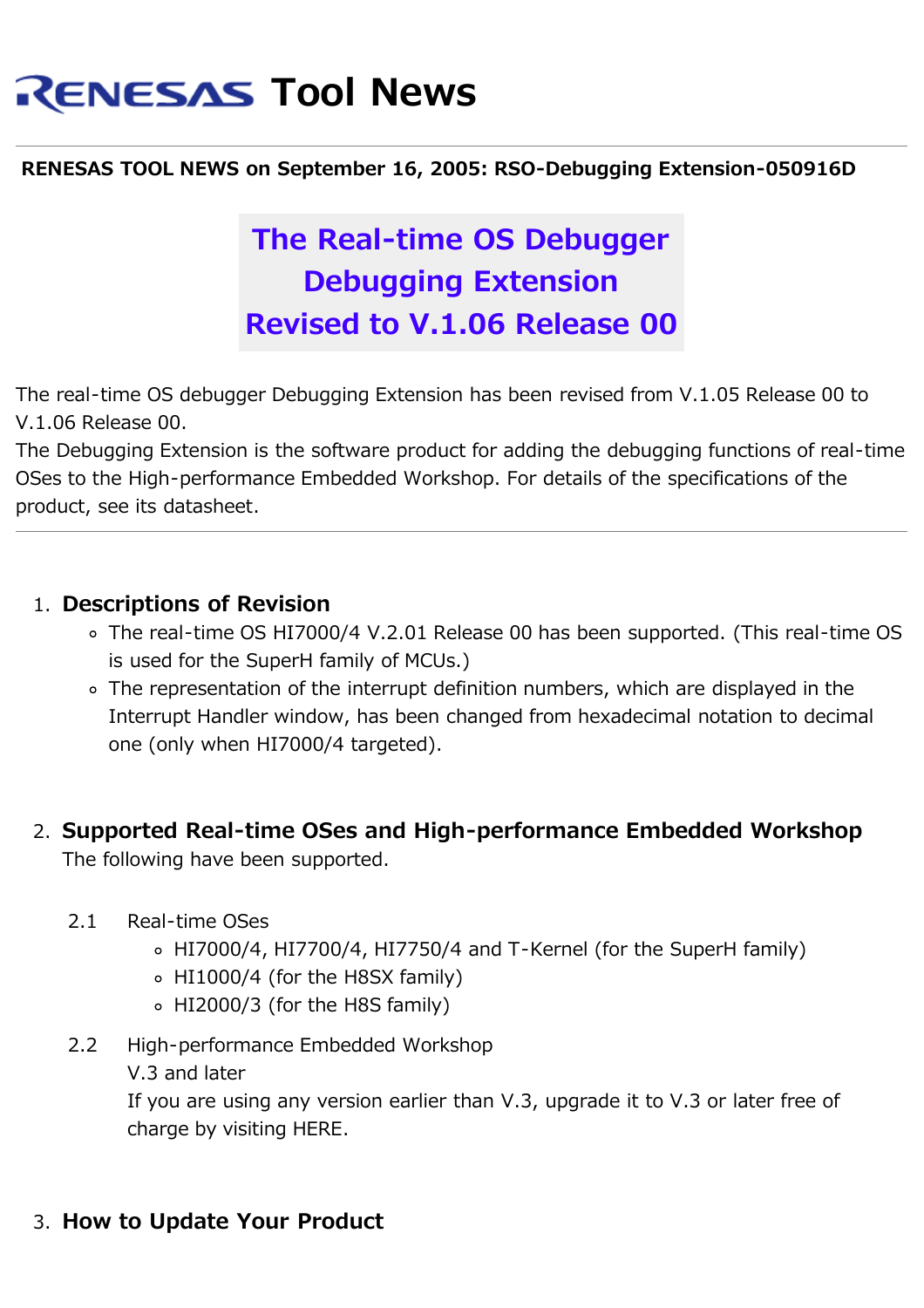# RENESAS Tool News

**RENESAS TOOL NEWS on September 16, 2005: RSO-Debugging Extension-050916D**

## The Real-time OS Debugger Debugging Extension Revised to V.1.06 Release 00

The real-time OS debugger Debugging Extension has been revised from V.1.05 Release 00 to V.1.06 Release 00.
The Debugging Extension is the software product for adding the debugging functions of real-time OSes to the High-performance Embedded Workshop. For details of the specifications of the product, see its datasheet.

---

1. **Descriptions of Revision**
   - The real-time OS HI7000/4 V.2.01 Release 00 has been supported. (This real-time OS is used for the SuperH family of MCUs.)
   - The representation of the interrupt definition numbers, which are displayed in the Interrupt Handler window, has been changed from hexadecimal notation to decimal one (only when HI7000/4 targeted).

2. **Supported Real-time OSes and High-performance Embedded Workshop**
   The following have been supported.

   2.1 Real-time OSes
   - HI7000/4, HI7700/4, HI7750/4 and T-Kernel (for the SuperH family)
   - HI1000/4 (for the H8SX family)
   - HI2000/3 (for the H8S family)

   2.2 High-performance Embedded Workshop
   V.3 and later
   If you are using any version earlier than V.3, upgrade it to V.3 or later free of charge by visiting HERE.

3. **How to Update Your Product**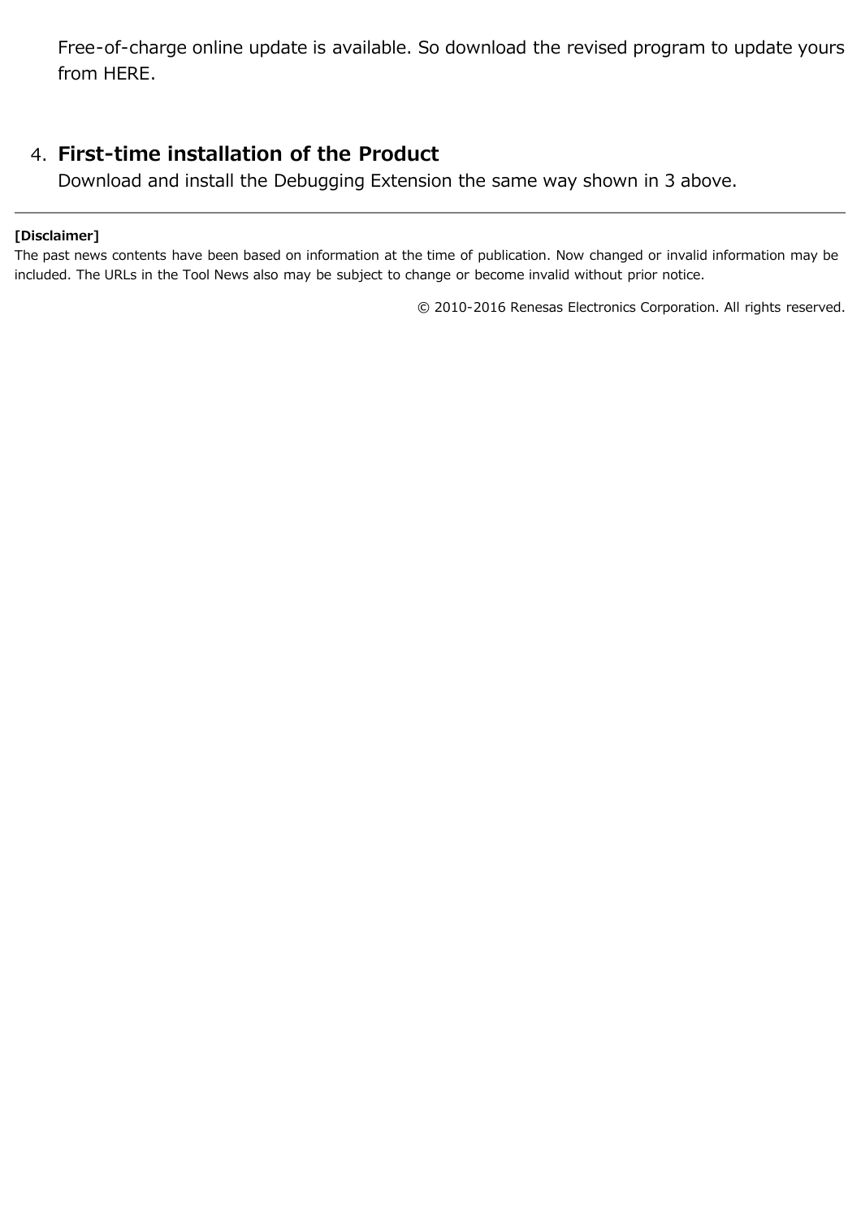Free-of-charge online update is available. So download the revised program to update yours from HERE.

4. **First-time installation of the Product**
   Download and install the Debugging Extension the same way shown in 3 above.

---

**[Disclaimer]**
The past news contents have been based on information at the time of publication. Now changed or invalid information may be included. The URLs in the Tool News also may be subject to change or become invalid without prior notice.

© 2010-2016 Renesas Electronics Corporation. All rights reserved.